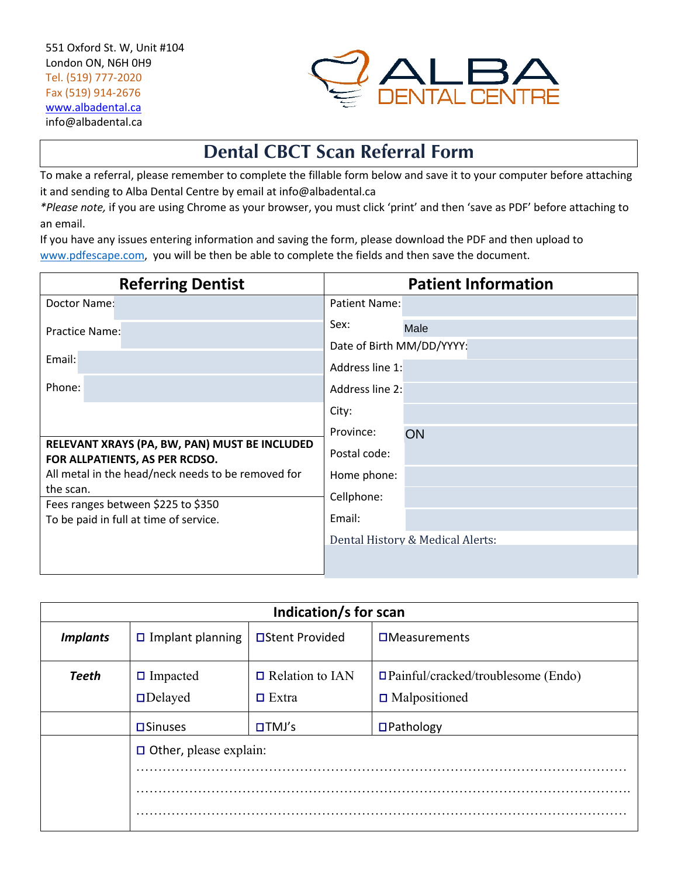551 Oxford St. W, Unit #104
London ON, N6H 0H9
Tel. (519) 777-2020
Fax (519) 914-2676
www.albadental.ca
info@albadental.ca

ALBA DENTAL CENTRE

# Dental CBCT Scan Referral Form

To make a referral, please remember to complete the fillable form below and save it to your computer before attaching it and sending to Alba Dental Centre by email at info@albadental.ca

*\*Please note,* if you are using Chrome as your browser, you must click 'print' and then 'save as PDF' before attaching to an email.

If you have any issues entering information and saving the form, please download the PDF and then upload to www.pdfescape.com, you will be then be able to complete the fields and then save the document.

| Referring Dentist | Patient Information |
|---|---|
| Doctor Name: | Patient Name: |
| Practice Name: | Sex: Male |
| Email: | Date of Birth MM/DD/YYYY: |
| Phone: | Address line 1: |
| | Address line 2: |
| | City: |
| **RELEVANT XRAYS (PA, BW, PAN) MUST BE INCLUDED FOR ALLPATIENTS, AS PER RCDSO.** All metal in the head/neck needs to be removed for the scan. | Province: ON |
| | Postal code: |
| Fees ranges between $225 to $350 To be paid in full at time of service. | Home phone: |
| | Cellphone: |
| | Email: |
| | Dental History & Medical Alerts: |

| Indication/s for scan | | | |
|---|---|---|---|
| ***Implants*** | ☐ Implant planning | ☐Stent Provided | ☐Measurements |
| ***Teeth*** | ☐ Impacted<br>☐Delayed | ☐ Relation to IAN<br>☐ Extra | ☐Painful/cracked/troublesome (Endo)<br>☐ Malpositioned |
| | ☐Sinuses | ☐TMJ's | ☐Pathology |
| | ☐ Other, please explain:<br>……………………………………………<br>……………………………………………<br>…………………………………………… | | |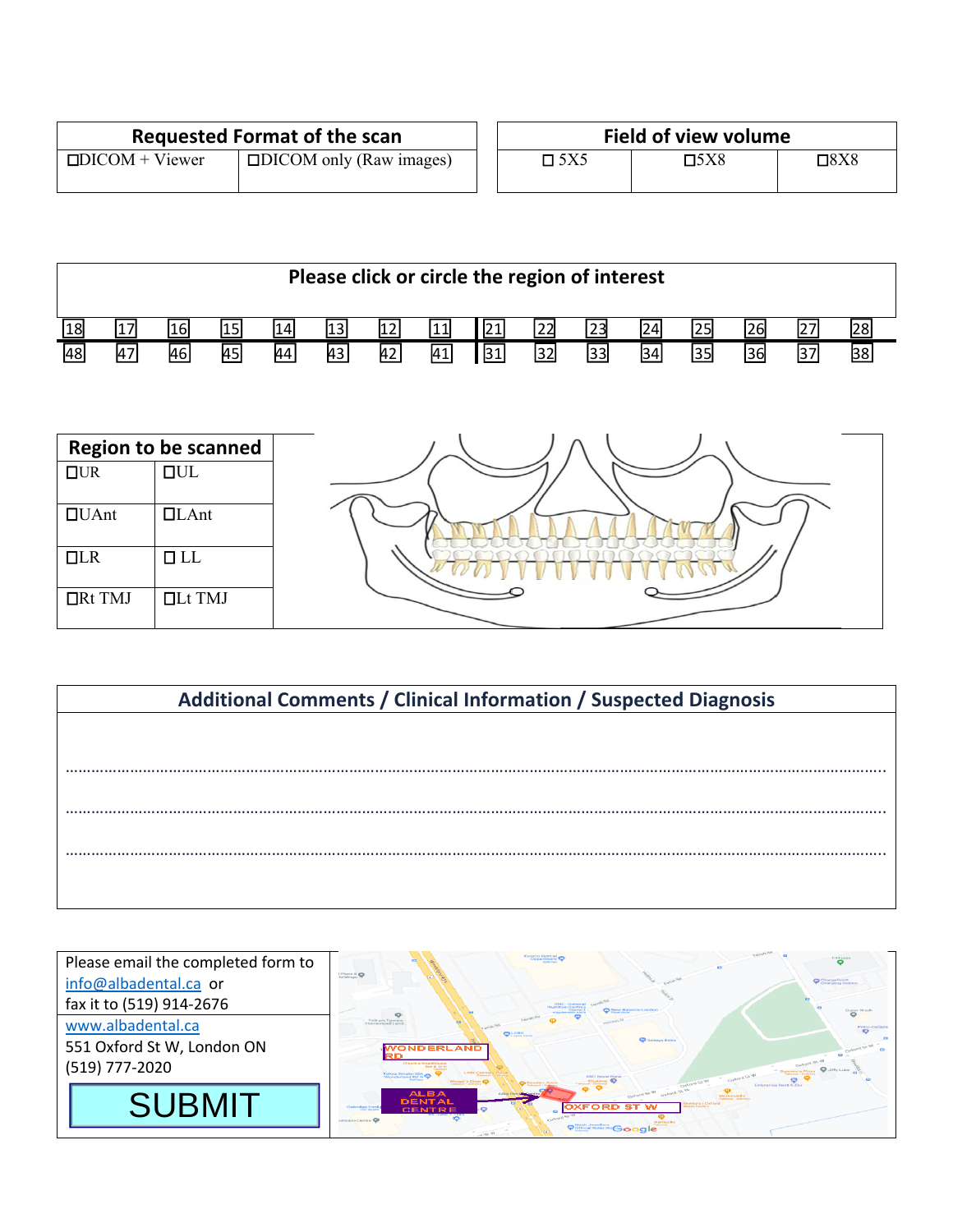| Requested Format of the scan | |
|---|---|
| ☐DICOM + Viewer | ☐DICOM only (Raw images) |

| Field of view volume | | |
|---|---|---|
| ☐ 5X5 | ☐5X8 | ☐8X8 |

| Please click or circle the region of interest | | | | | | | | | | | | | | | |
|---|---|---|---|---|---|---|---|---|---|---|---|---|---|---|---|
| 18 | 17 | 16 | 15 | 14 | 13 | 12 | 11 | 21 | 22 | 23 | 24 | 25 | 26 | 27 | 28 |
| 48 | 47 | 46 | 45 | 44 | 43 | 42 | 41 | 31 | 32 | 33 | 34 | 35 | 36 | 37 | 38 |

| Region to be scanned | |
|---|---|
| ☐UR | ☐UL |
| ☐UAnt | ☐LAnt |
| ☐LR | ☐ LL |
| ☐Rt TMJ | ☐Lt TMJ |

## Additional Comments / Clinical Information / Suspected Diagnosis

……………………………………………………………………………………………………………………………………………

……………………………………………………………………………………………………………………………………………

……………………………………………………………………………………………………………………………………………

Please email the completed form to info@albadental.ca or fax it to (519) 914-2676

www.albadental.ca

551 Oxford St W, London ON

(519) 777-2020

SUBMIT

WONDERLAND RD

ALBA DENTAL CENTRE

OXFORD ST W